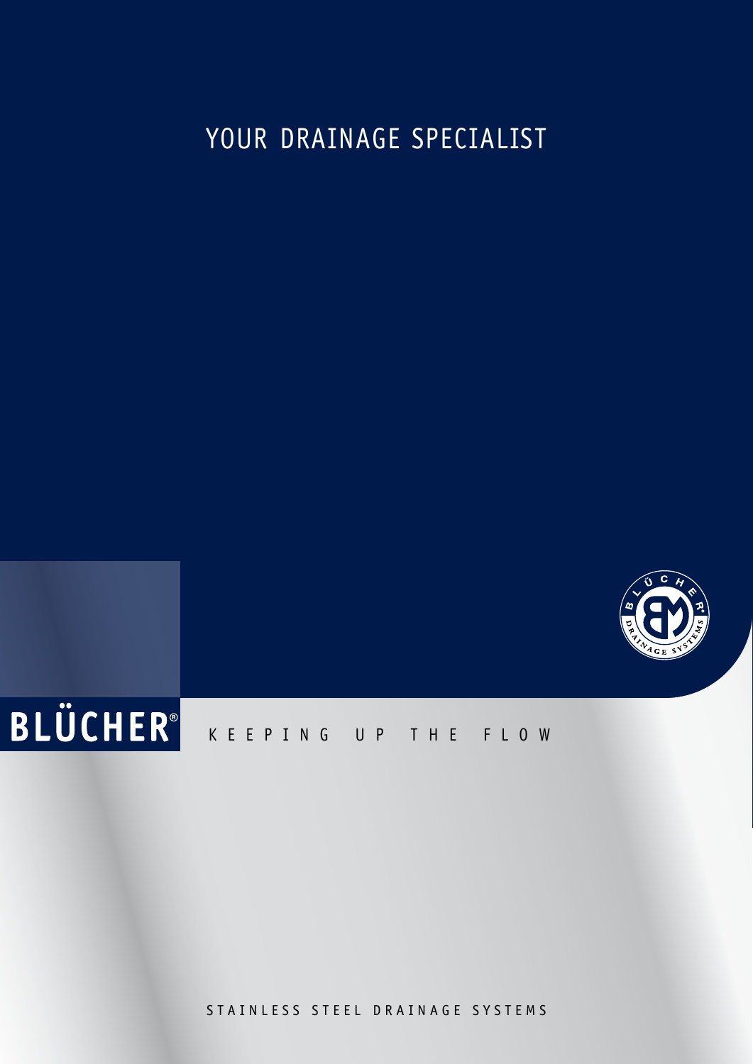# YOUR DRAINAGE SPECIALIST

BLÜCHER®

KEEPING UP THE FLOW

STAINLESS STEEL DRAINAGE SYSTEMS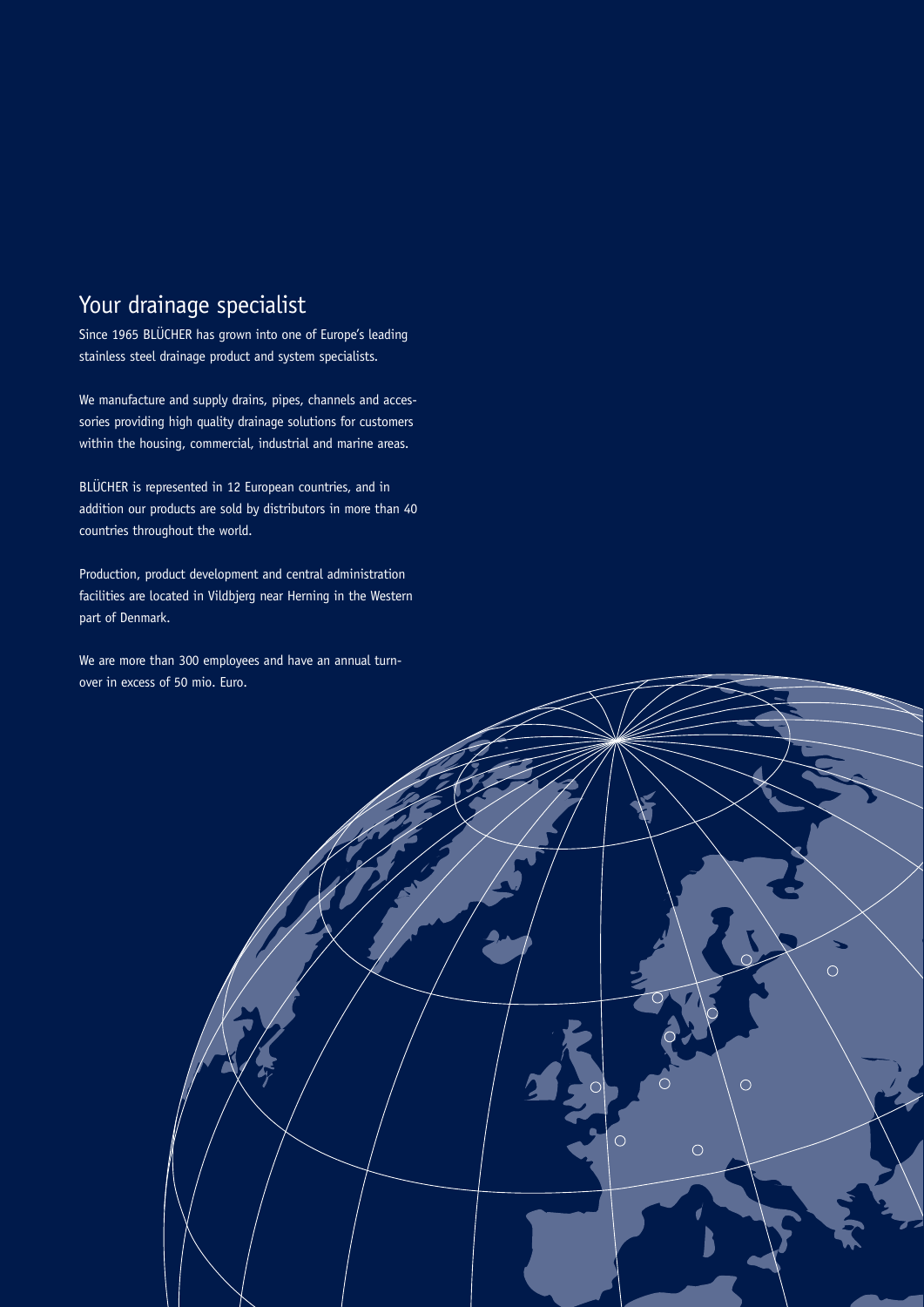## Your drainage specialist

Since 1965 BLÜCHER has grown into one of Europe's leading stainless steel drainage product and system specialists.

We manufacture and supply drains, pipes, channels and accessories providing high quality drainage solutions for customers within the housing, commercial, industrial and marine areas.

BLÜCHER is represented in 12 European countries, and in addition our products are sold by distributors in more than 40 countries throughout the world.

Production, product development and central administration facilities are located in Vildbjerg near Herning in the Western part of Denmark.

We are more than 300 employees and have an annual turnover in excess of 50 mio. Euro.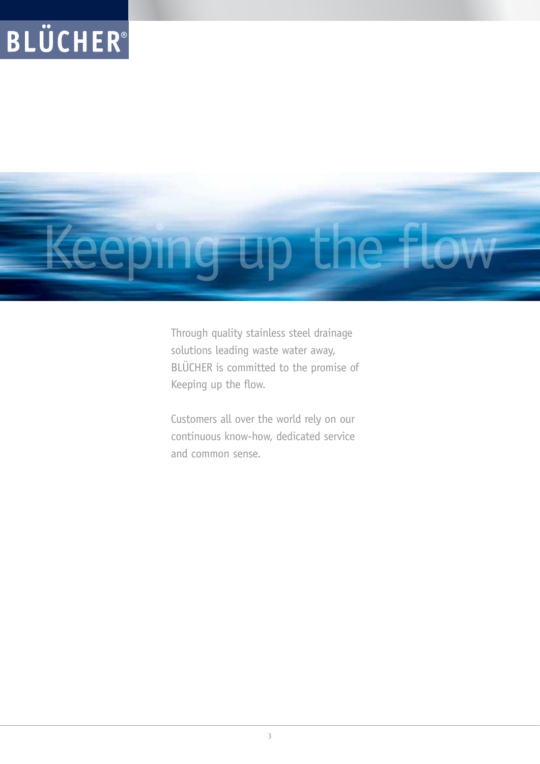BLÜCHER®

# Keeping up the flow

Through quality stainless steel drainage solutions leading waste water away, BLÜCHER is committed to the promise of Keeping up the flow.

Customers all over the world rely on our continuous know-how, dedicated service and common sense.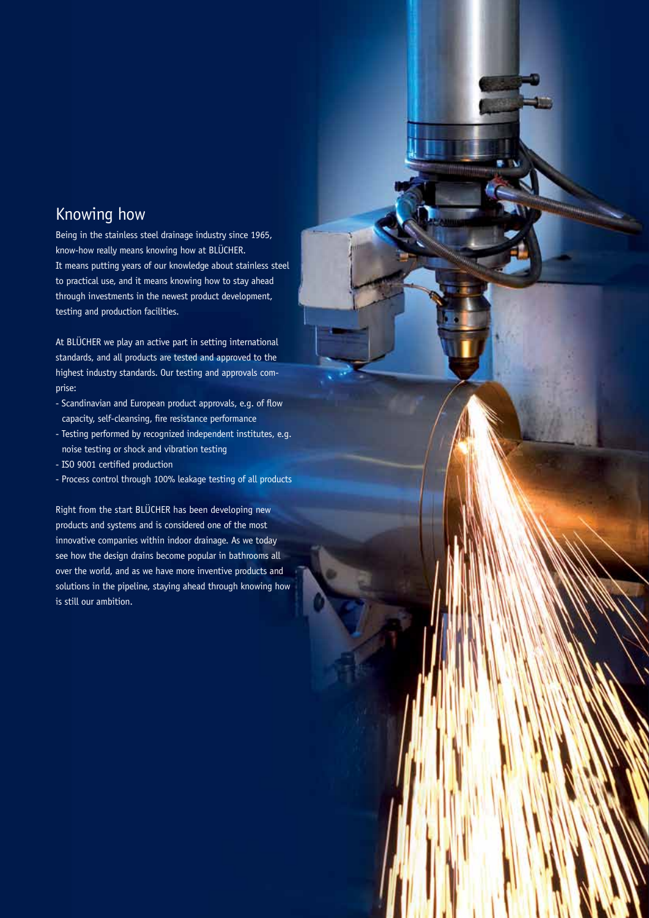## Knowing how

Being in the stainless steel drainage industry since 1965, know-how really means knowing how at BLÜCHER. It means putting years of our knowledge about stainless steel to practical use, and it means knowing how to stay ahead through investments in the newest product development, testing and production facilities.

At BLÜCHER we play an active part in setting international standards, and all products are tested and approved to the highest industry standards. Our testing and approvals comprise:

- Scandinavian and European product approvals, e.g. of flow capacity, self-cleansing, fire resistance performance
- Testing performed by recognized independent institutes, e.g. noise testing or shock and vibration testing
- ISO 9001 certified production
- Process control through 100% leakage testing of all products

Right from the start BLÜCHER has been developing new products and systems and is considered one of the most innovative companies within indoor drainage. As we today see how the design drains become popular in bathrooms all over the world, and as we have more inventive products and solutions in the pipeline, staying ahead through knowing how is still our ambition.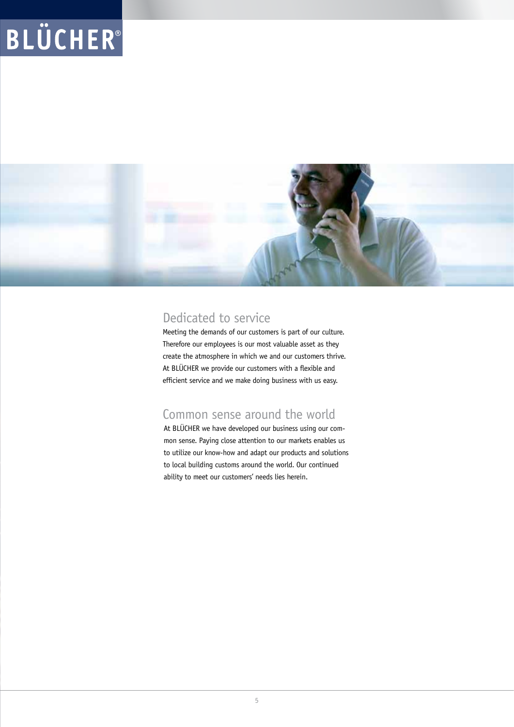## Dedicated to service

Meeting the demands of our customers is part of our culture. Therefore our employees is our most valuable asset as they create the atmosphere in which we and our customers thrive. At BLÜCHER we provide our customers with a flexible and efficient service and we make doing business with us easy.

## Common sense around the world

At BLÜCHER we have developed our business using our common sense. Paying close attention to our markets enables us to utilize our know-how and adapt our products and solutions to local building customs around the world. Our continued ability to meet our customers' needs lies herein.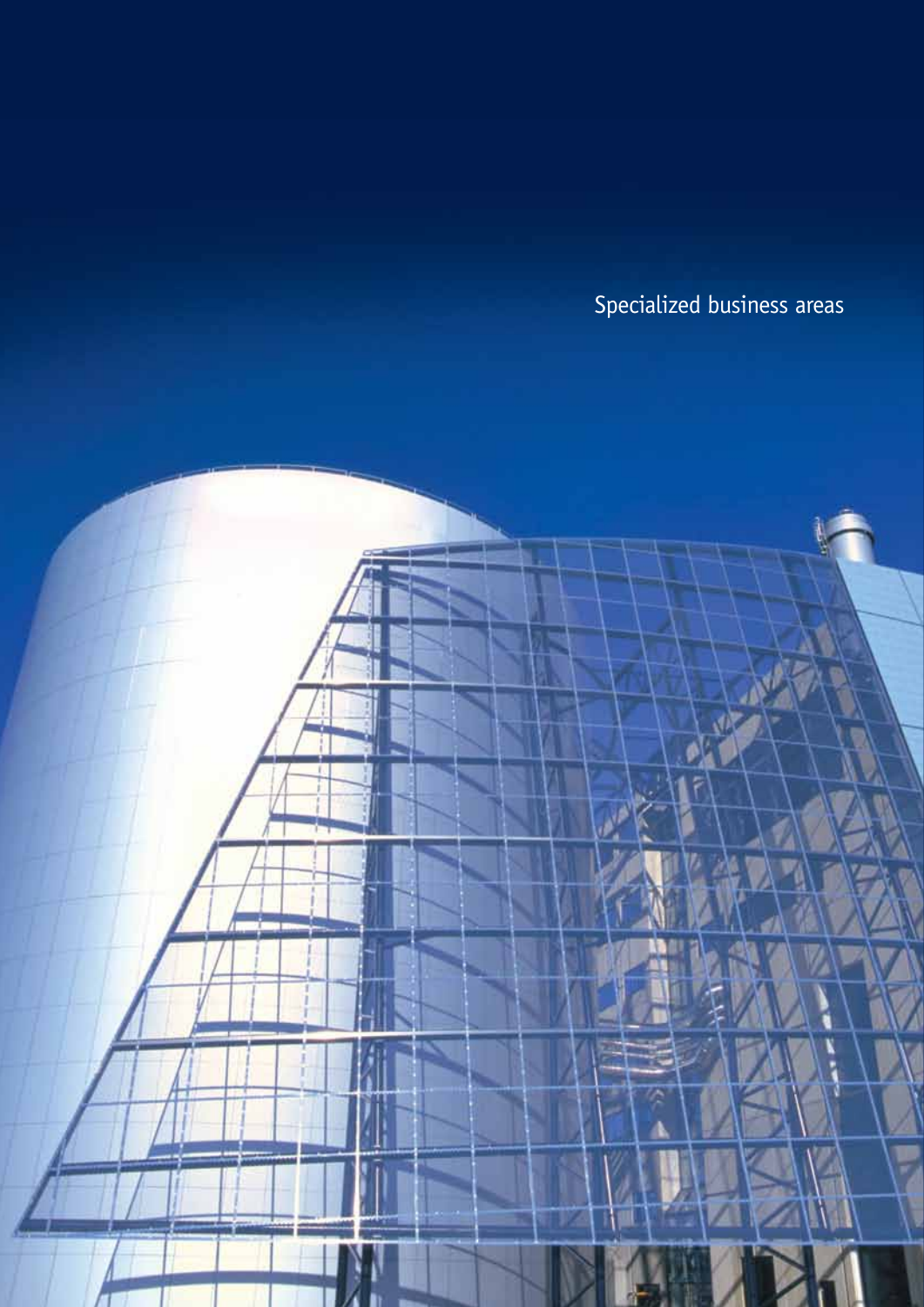# Specialized business areas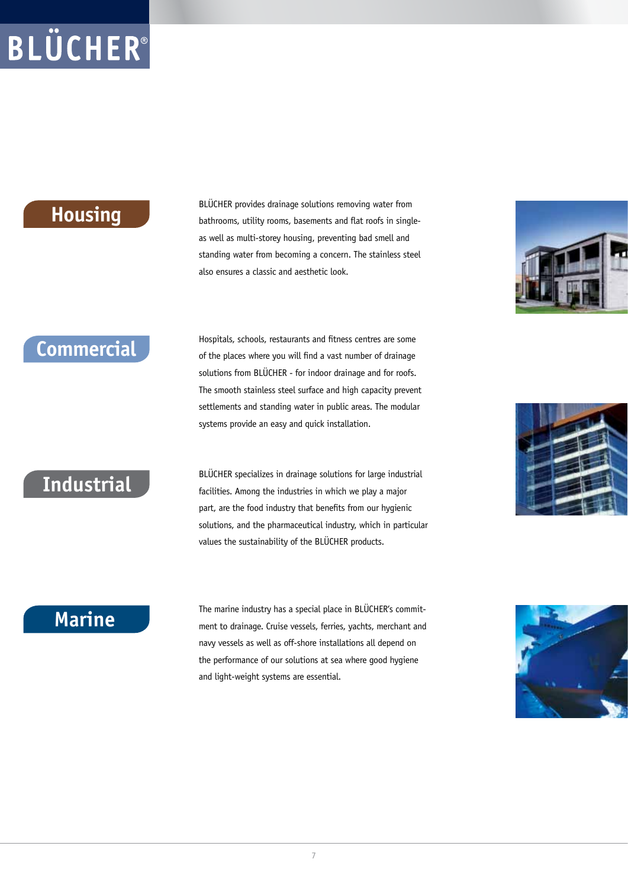BLÜCHER®

## Housing

BLÜCHER provides drainage solutions removing water from bathrooms, utility rooms, basements and flat roofs in single- as well as multi-storey housing, preventing bad smell and standing water from becoming a concern. The stainless steel also ensures a classic and aesthetic look.

## Commercial

Hospitals, schools, restaurants and fitness centres are some of the places where you will find a vast number of drainage solutions from BLÜCHER - for indoor drainage and for roofs. The smooth stainless steel surface and high capacity prevent settlements and standing water in public areas. The modular systems provide an easy and quick installation.

## Industrial

BLÜCHER specializes in drainage solutions for large industrial facilities. Among the industries in which we play a major part, are the food industry that benefits from our hygienic solutions, and the pharmaceutical industry, which in particular values the sustainability of the BLÜCHER products.

## Marine

The marine industry has a special place in BLÜCHER's commitment to drainage. Cruise vessels, ferries, yachts, merchant and navy vessels as well as off-shore installations all depend on the performance of our solutions at sea where good hygiene and light-weight systems are essential.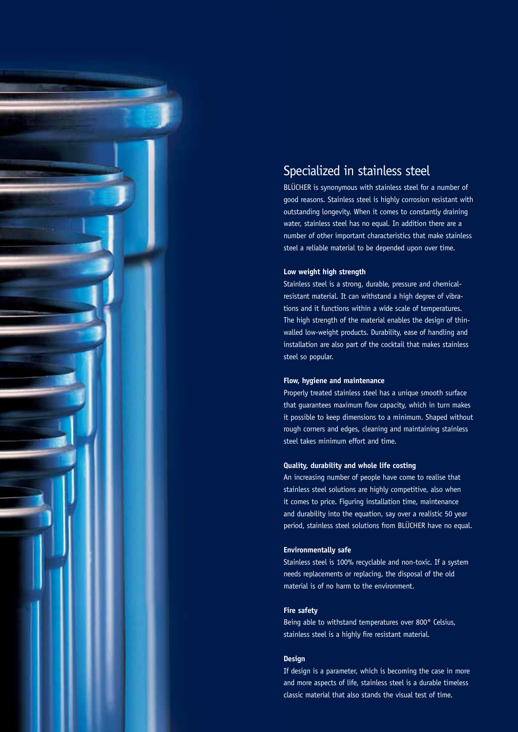# Specialized in stainless steel

BLÜCHER is synonymous with stainless steel for a number of good reasons. Stainless steel is highly corrosion resistant with outstanding longevity. When it comes to constantly draining water, stainless steel has no equal. In addition there are a number of other important characteristics that make stainless steel a reliable material to be depended upon over time.

**Low weight high strength**

Stainless steel is a strong, durable, pressure and chemical-resistant material. It can withstand a high degree of vibrations and it functions within a wide scale of temperatures. The high strength of the material enables the design of thin-walled low-weight products. Durability, ease of handling and installation are also part of the cocktail that makes stainless steel so popular.

**Flow, hygiene and maintenance**

Properly treated stainless steel has a unique smooth surface that guarantees maximum flow capacity, which in turn makes it possible to keep dimensions to a minimum. Shaped without rough corners and edges, cleaning and maintaining stainless steel takes minimum effort and time.

**Quality, durability and whole life costing**

An increasing number of people have come to realise that stainless steel solutions are highly competitive, also when it comes to price. Figuring installation time, maintenance and durability into the equation, say over a realistic 50 year period, stainless steel solutions from BLÜCHER have no equal.

**Environmentally safe**

Stainless steel is 100% recyclable and non-toxic. If a system needs replacements or replacing, the disposal of the old material is of no harm to the environment.

**Fire safety**

Being able to withstand temperatures over 800° Celsius, stainless steel is a highly fire resistant material.

**Design**

If design is a parameter, which is becoming the case in more and more aspects of life, stainless steel is a durable timeless classic material that also stands the visual test of time.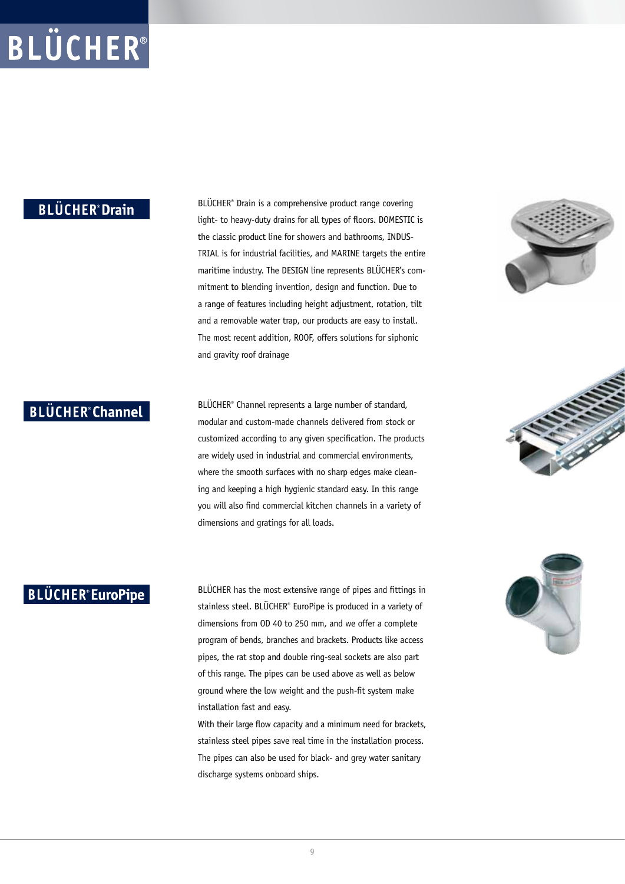## BLÜCHER® Drain

BLÜCHER® Drain is a comprehensive product range covering light- to heavy-duty drains for all types of floors. DOMESTIC is the classic product line for showers and bathrooms, INDUSTRIAL is for industrial facilities, and MARINE targets the entire maritime industry. The DESIGN line represents BLÜCHER's commitment to blending invention, design and function. Due to a range of features including height adjustment, rotation, tilt and a removable water trap, our products are easy to install. The most recent addition, ROOF, offers solutions for siphonic and gravity roof drainage

## BLÜCHER® Channel

BLÜCHER® Channel represents a large number of standard, modular and custom-made channels delivered from stock or customized according to any given specification. The products are widely used in industrial and commercial environments, where the smooth surfaces with no sharp edges make cleaning and keeping a high hygienic standard easy. In this range you will also find commercial kitchen channels in a variety of dimensions and gratings for all loads.

## BLÜCHER® EuroPipe

BLÜCHER has the most extensive range of pipes and fittings in stainless steel. BLÜCHER® EuroPipe is produced in a variety of dimensions from OD 40 to 250 mm, and we offer a complete program of bends, branches and brackets. Products like access pipes, the rat stop and double ring-seal sockets are also part of this range. The pipes can be used above as well as below ground where the low weight and the push-fit system make installation fast and easy.

With their large flow capacity and a minimum need for brackets, stainless steel pipes save real time in the installation process. The pipes can also be used for black- and grey water sanitary discharge systems onboard ships.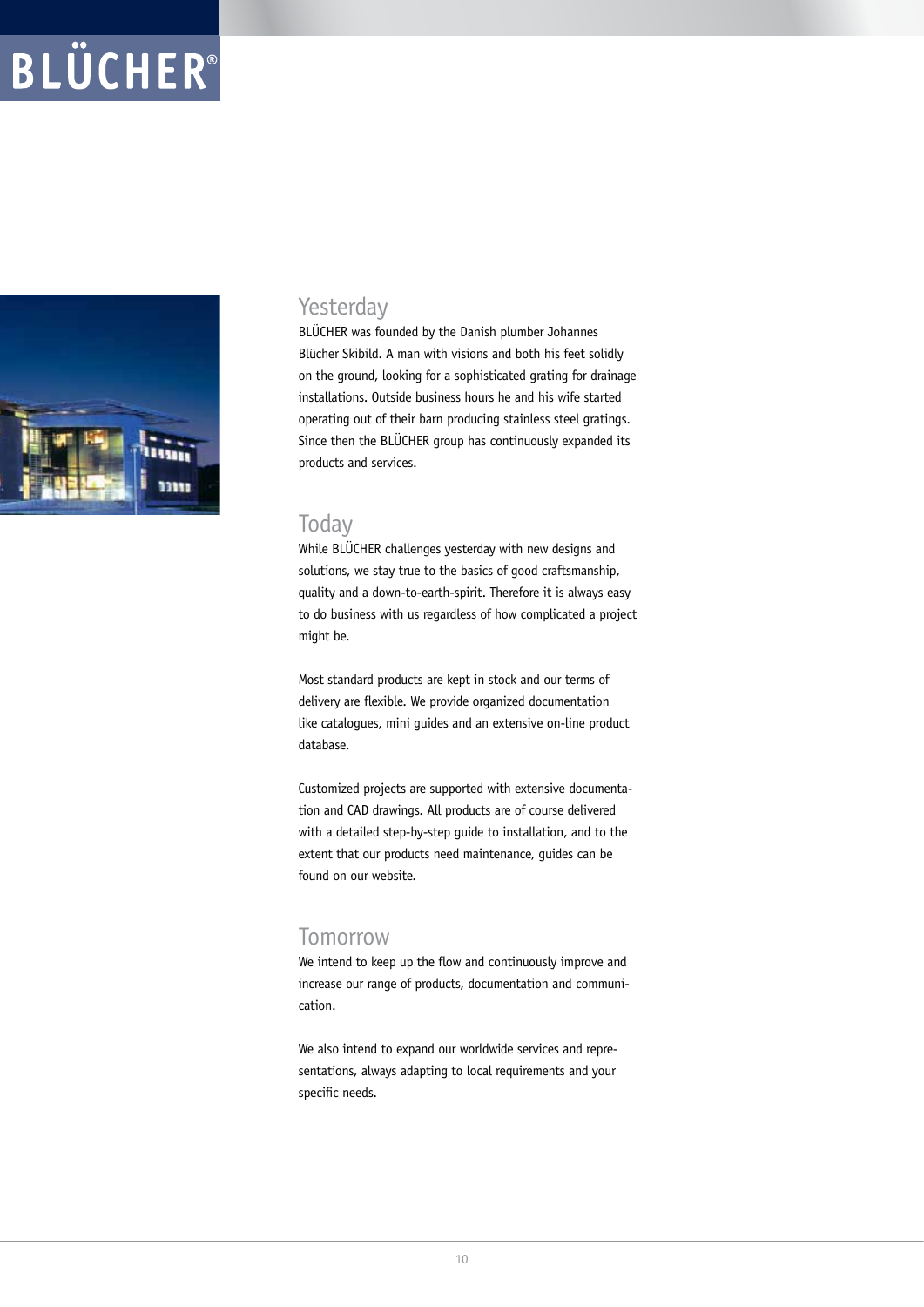## Yesterday

BLÜCHER was founded by the Danish plumber Johannes Blücher Skibild. A man with visions and both his feet solidly on the ground, looking for a sophisticated grating for drainage installations. Outside business hours he and his wife started operating out of their barn producing stainless steel gratings. Since then the BLÜCHER group has continuously expanded its products and services.

## Today

While BLÜCHER challenges yesterday with new designs and solutions, we stay true to the basics of good craftsmanship, quality and a down-to-earth-spirit. Therefore it is always easy to do business with us regardless of how complicated a project might be.

Most standard products are kept in stock and our terms of delivery are flexible. We provide organized documentation like catalogues, mini guides and an extensive on-line product database.

Customized projects are supported with extensive documentation and CAD drawings. All products are of course delivered with a detailed step-by-step guide to installation, and to the extent that our products need maintenance, guides can be found on our website.

## Tomorrow

We intend to keep up the flow and continuously improve and increase our range of products, documentation and communication.

We also intend to expand our worldwide services and representations, always adapting to local requirements and your specific needs.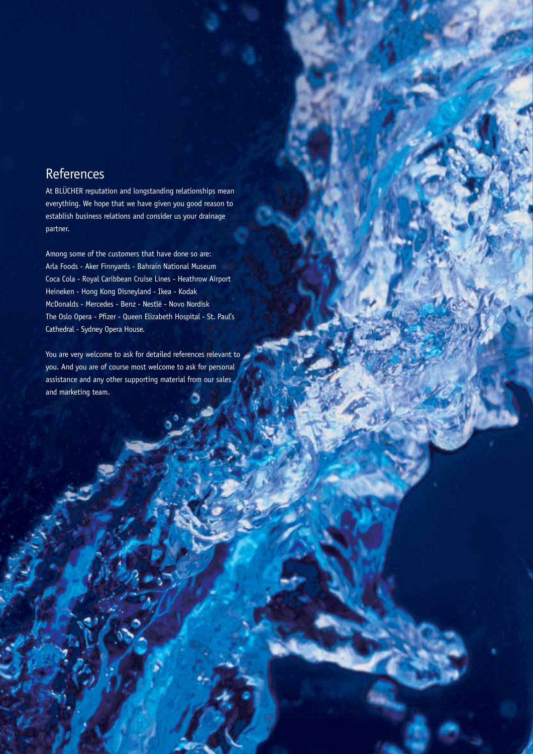## References

At BLÜCHER reputation and longstanding relationships mean everything. We hope that we have given you good reason to establish business relations and consider us your drainage partner.

Among some of the customers that have done so are:
Arla Foods - Aker Finnyards - Bahrain National Museum
Coca Cola - Royal Caribbean Cruise Lines - Heathrow Airport
Heineken - Hong Kong Disneyland - Ikea - Kodak
McDonalds - Mercedes - Benz - Nestlé - Novo Nordisk
The Oslo Opera - Pfizer - Queen Elizabeth Hospital - St. Paul's Cathedral - Sydney Opera House.

You are very welcome to ask for detailed references relevant to you. And you are of course most welcome to ask for personal assistance and any other supporting material from our sales and marketing team.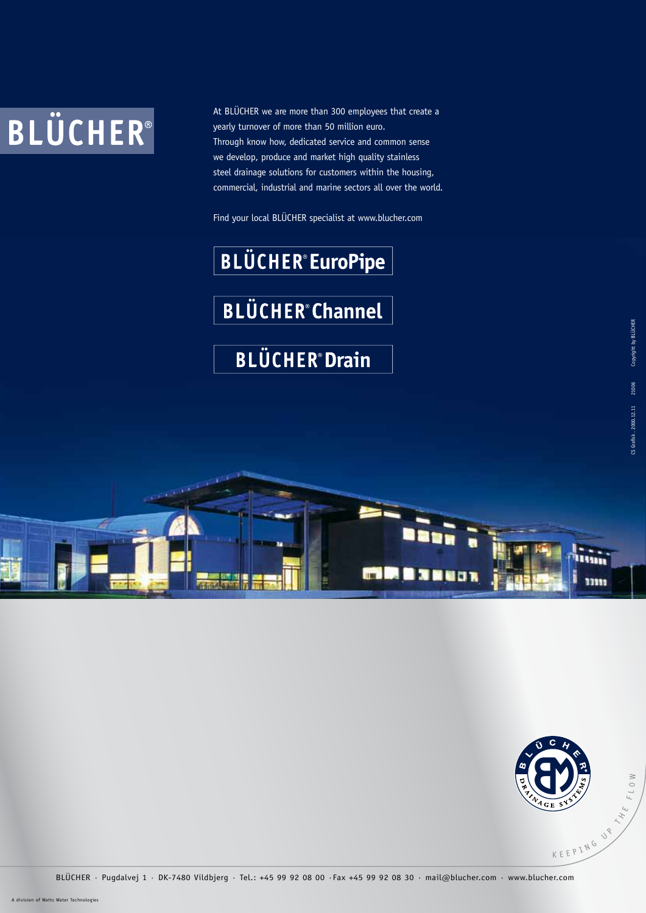# BLÜCHER®

At BLÜCHER we are more than 300 employees that create a yearly turnover of more than 50 million euro.
Through know how, dedicated service and common sense we develop, produce and market high quality stainless steel drainage solutions for customers within the housing, commercial, industrial and marine sectors all over the world.

Find your local BLÜCHER specialist at www.blucher.com

**BLÜCHER® EuroPipe**

**BLÜCHER® Channel**

**BLÜCHER® Drain**

CS Grafisk . 2000.12.11 21006 Copyright by BLÜCHER

BLÜCHER® DRAINAGE SYSTEMS

KEEPING UP THE FLOW

BLÜCHER · Pugdalvej 1 · DK-7480 Vildbjerg · Tel.: +45 99 92 08 00 · Fax +45 99 92 08 30 · mail@blucher.com · www.blucher.com

A division of Watts Water Technologies